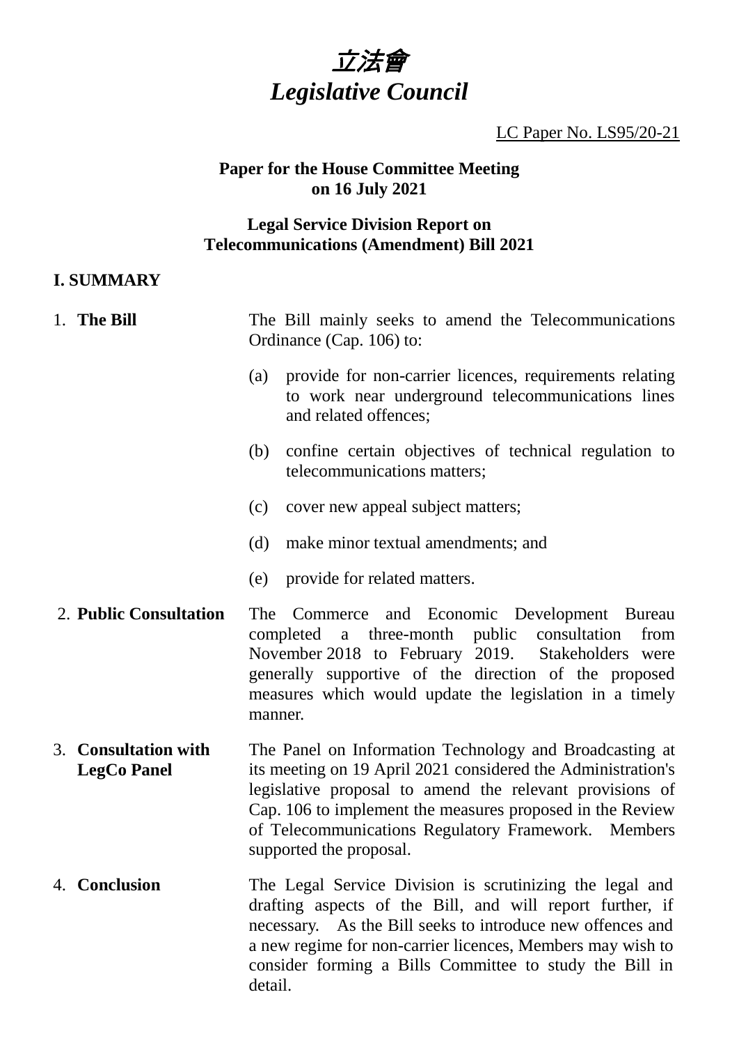# 立法會
# *Legislative Council*

LC Paper No. LS95/20-21

**Paper for the House Committee Meeting on 16 July 2021**

**Legal Service Division Report on Telecommunications (Amendment) Bill 2021**

## I. SUMMARY

| | |
|---|---|
| 1. **The Bill** | The Bill mainly seeks to amend the Telecommunications Ordinance (Cap. 106) to:<br>(a) provide for non-carrier licences, requirements relating to work near underground telecommunications lines and related offences;<br>(b) confine certain objectives of technical regulation to telecommunications matters;<br>(c) cover new appeal subject matters;<br>(d) make minor textual amendments; and<br>(e) provide for related matters. |
| 2. **Public Consultation** | The Commerce and Economic Development Bureau completed a three-month public consultation from November 2018 to February 2019. Stakeholders were generally supportive of the direction of the proposed measures which would update the legislation in a timely manner. |
| 3. **Consultation with LegCo Panel** | The Panel on Information Technology and Broadcasting at its meeting on 19 April 2021 considered the Administration's legislative proposal to amend the relevant provisions of Cap. 106 to implement the measures proposed in the Review of Telecommunications Regulatory Framework. Members supported the proposal. |
| 4. **Conclusion** | The Legal Service Division is scrutinizing the legal and drafting aspects of the Bill, and will report further, if necessary. As the Bill seeks to introduce new offences and a new regime for non-carrier licences, Members may wish to consider forming a Bills Committee to study the Bill in detail. |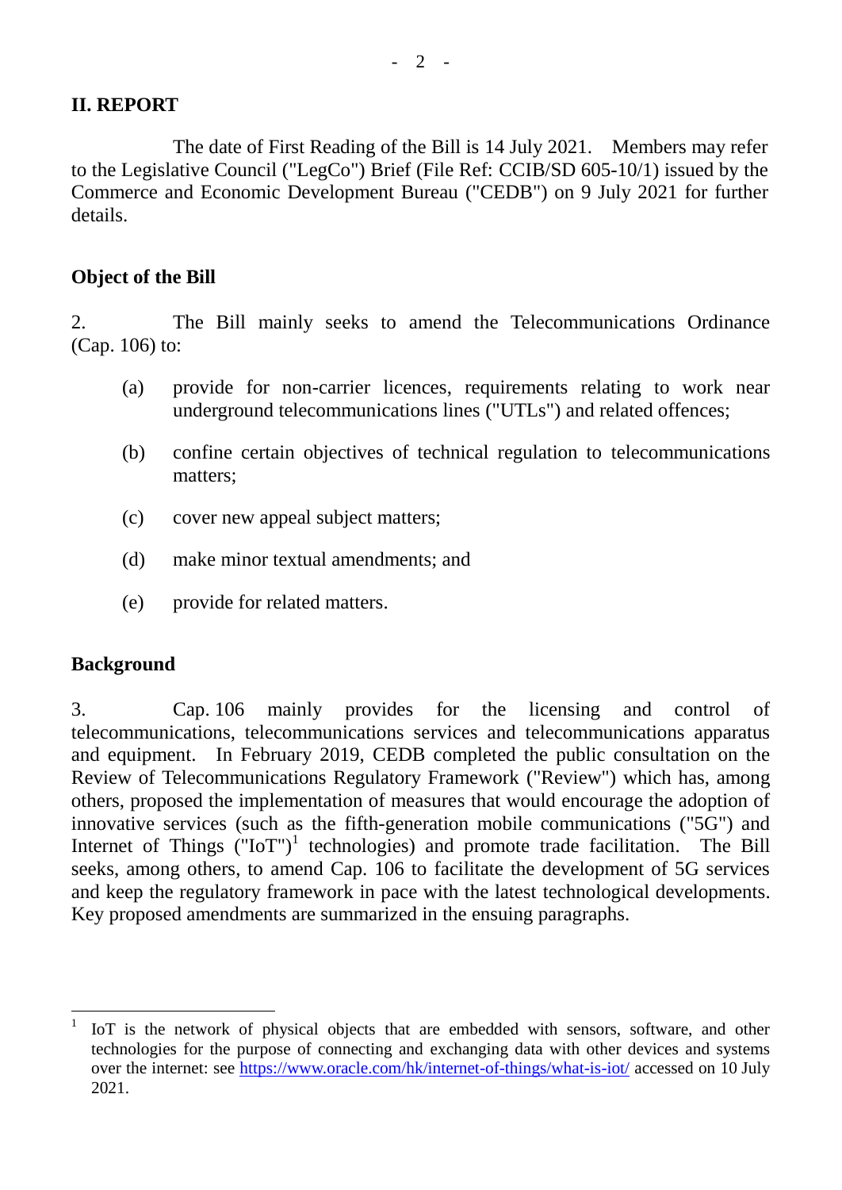## II. REPORT

The date of First Reading of the Bill is 14 July 2021. Members may refer to the Legislative Council ("LegCo") Brief (File Ref: CCIB/SD 605-10/1) issued by the Commerce and Economic Development Bureau ("CEDB") on 9 July 2021 for further details.

### Object of the Bill

2. The Bill mainly seeks to amend the Telecommunications Ordinance (Cap. 106) to:

(a) provide for non-carrier licences, requirements relating to work near underground telecommunications lines ("UTLs") and related offences;

(b) confine certain objectives of technical regulation to telecommunications matters;

(c) cover new appeal subject matters;

(d) make minor textual amendments; and

(e) provide for related matters.

### Background

3. Cap. 106 mainly provides for the licensing and control of telecommunications, telecommunications services and telecommunications apparatus and equipment. In February 2019, CEDB completed the public consultation on the Review of Telecommunications Regulatory Framework ("Review") which has, among others, proposed the implementation of measures that would encourage the adoption of innovative services (such as the fifth-generation mobile communications ("5G") and Internet of Things ("IoT")[1] technologies) and promote trade facilitation. The Bill seeks, among others, to amend Cap. 106 to facilitate the development of 5G services and keep the regulatory framework in pace with the latest technological developments. Key proposed amendments are summarized in the ensuing paragraphs.

---

[1] IoT is the network of physical objects that are embedded with sensors, software, and other technologies for the purpose of connecting and exchanging data with other devices and systems over the internet: see https://www.oracle.com/hk/internet-of-things/what-is-iot/ accessed on 10 July 2021.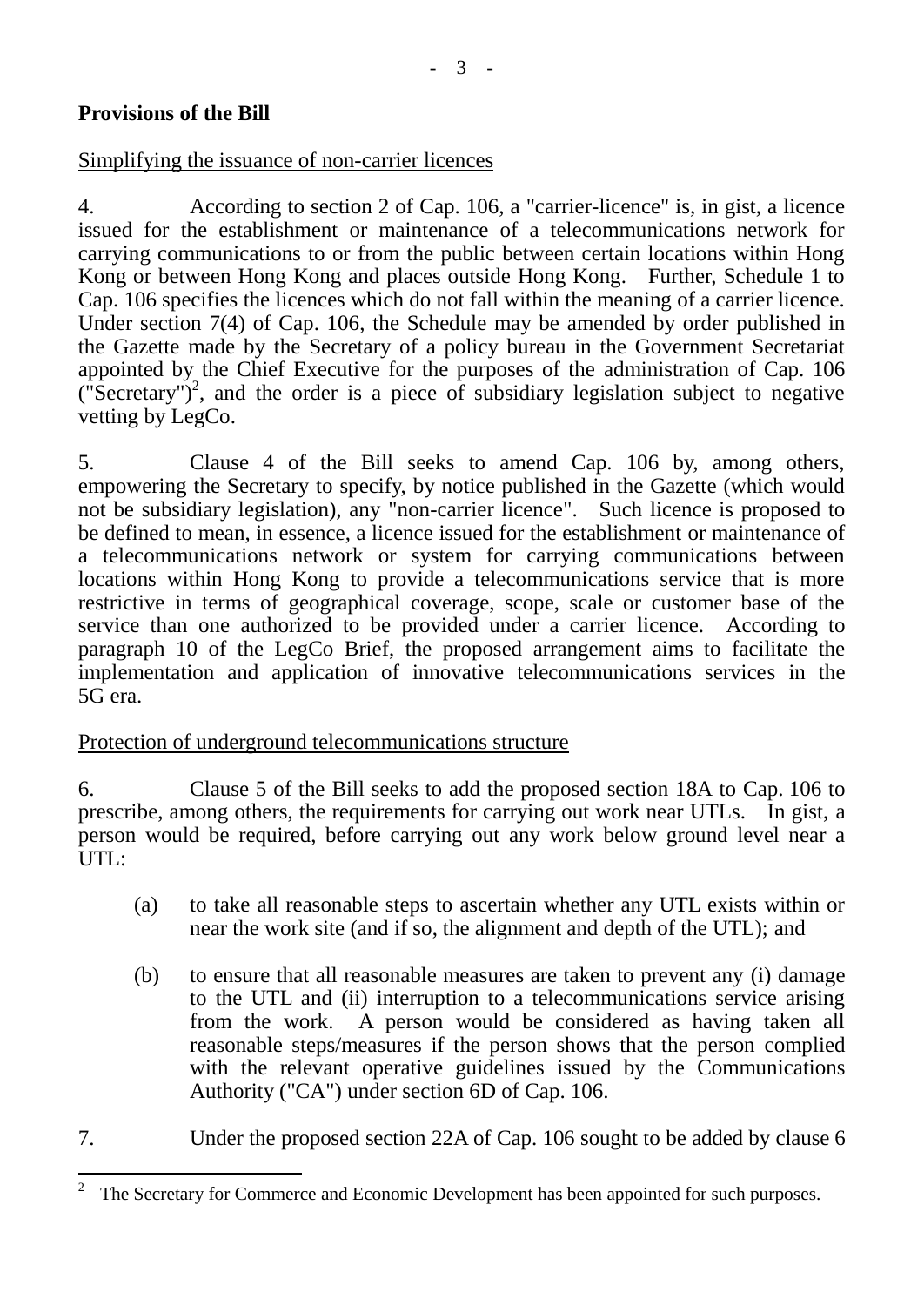**Provisions of the Bill**

Simplifying the issuance of non-carrier licences

4. According to section 2 of Cap. 106, a "carrier-licence" is, in gist, a licence issued for the establishment or maintenance of a telecommunications network for carrying communications to or from the public between certain locations within Hong Kong or between Hong Kong and places outside Hong Kong. Further, Schedule 1 to Cap. 106 specifies the licences which do not fall within the meaning of a carrier licence. Under section 7(4) of Cap. 106, the Schedule may be amended by order published in the Gazette made by the Secretary of a policy bureau in the Government Secretariat appointed by the Chief Executive for the purposes of the administration of Cap. 106 ("Secretary")[2], and the order is a piece of subsidiary legislation subject to negative vetting by LegCo.

5. Clause 4 of the Bill seeks to amend Cap. 106 by, among others, empowering the Secretary to specify, by notice published in the Gazette (which would not be subsidiary legislation), any "non-carrier licence". Such licence is proposed to be defined to mean, in essence, a licence issued for the establishment or maintenance of a telecommunications network or system for carrying communications between locations within Hong Kong to provide a telecommunications service that is more restrictive in terms of geographical coverage, scope, scale or customer base of the service than one authorized to be provided under a carrier licence. According to paragraph 10 of the LegCo Brief, the proposed arrangement aims to facilitate the implementation and application of innovative telecommunications services in the 5G era.

Protection of underground telecommunications structure

6. Clause 5 of the Bill seeks to add the proposed section 18A to Cap. 106 to prescribe, among others, the requirements for carrying out work near UTLs. In gist, a person would be required, before carrying out any work below ground level near a UTL:

(a) to take all reasonable steps to ascertain whether any UTL exists within or near the work site (and if so, the alignment and depth of the UTL); and

(b) to ensure that all reasonable measures are taken to prevent any (i) damage to the UTL and (ii) interruption to a telecommunications service arising from the work. A person would be considered as having taken all reasonable steps/measures if the person shows that the person complied with the relevant operative guidelines issued by the Communications Authority ("CA") under section 6D of Cap. 106.

7. Under the proposed section 22A of Cap. 106 sought to be added by clause 6

[2] The Secretary for Commerce and Economic Development has been appointed for such purposes.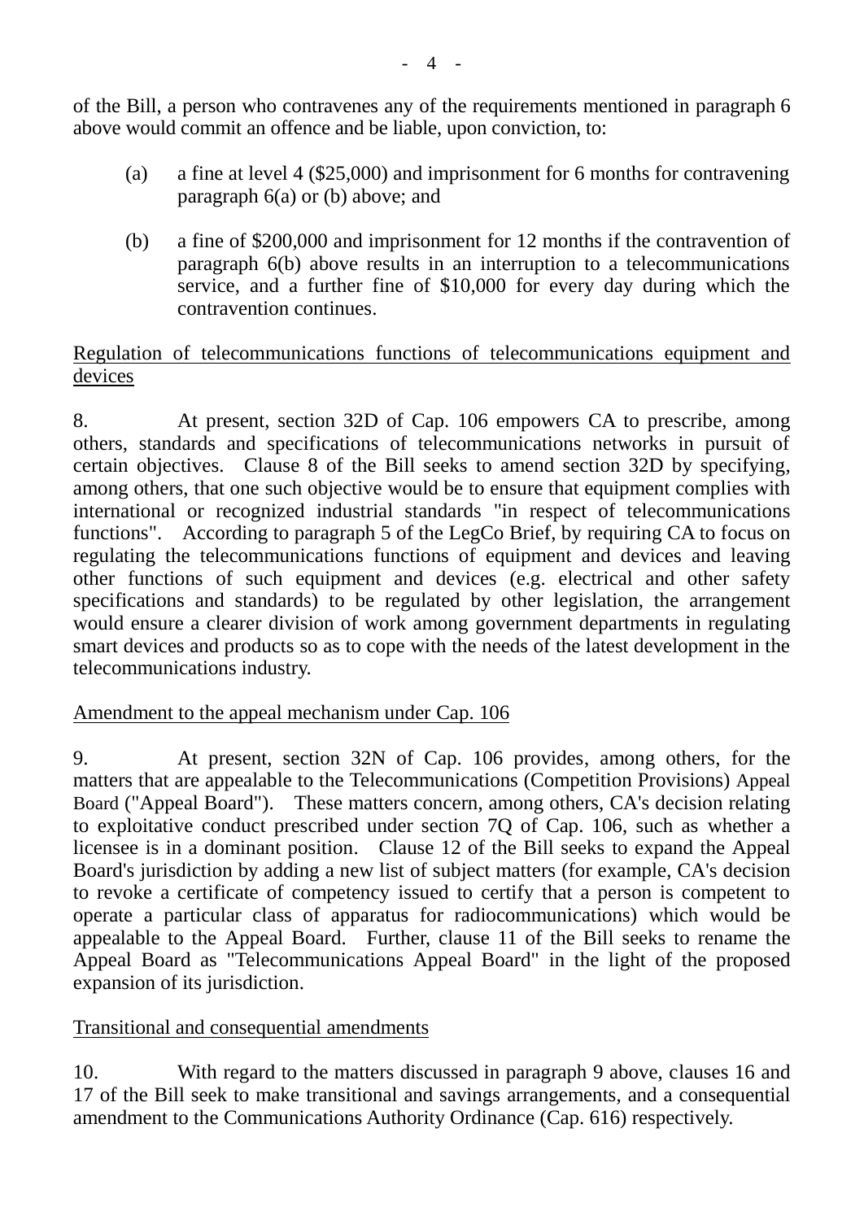of the Bill, a person who contravenes any of the requirements mentioned in paragraph 6 above would commit an offence and be liable, upon conviction, to:

(a) a fine at level 4 ($25,000) and imprisonment for 6 months for contravening paragraph 6(a) or (b) above; and

(b) a fine of $200,000 and imprisonment for 12 months if the contravention of paragraph 6(b) above results in an interruption to a telecommunications service, and a further fine of $10,000 for every day during which the contravention continues.

<u>Regulation of telecommunications functions of telecommunications equipment and devices</u>

8. At present, section 32D of Cap. 106 empowers CA to prescribe, among others, standards and specifications of telecommunications networks in pursuit of certain objectives. Clause 8 of the Bill seeks to amend section 32D by specifying, among others, that one such objective would be to ensure that equipment complies with international or recognized industrial standards "in respect of telecommunications functions". According to paragraph 5 of the LegCo Brief, by requiring CA to focus on regulating the telecommunications functions of equipment and devices and leaving other functions of such equipment and devices (e.g. electrical and other safety specifications and standards) to be regulated by other legislation, the arrangement would ensure a clearer division of work among government departments in regulating smart devices and products so as to cope with the needs of the latest development in the telecommunications industry.

<u>Amendment to the appeal mechanism under Cap. 106</u>

9. At present, section 32N of Cap. 106 provides, among others, for the matters that are appealable to the Telecommunications (Competition Provisions) Appeal Board ("Appeal Board"). These matters concern, among others, CA's decision relating to exploitative conduct prescribed under section 7Q of Cap. 106, such as whether a licensee is in a dominant position. Clause 12 of the Bill seeks to expand the Appeal Board's jurisdiction by adding a new list of subject matters (for example, CA's decision to revoke a certificate of competency issued to certify that a person is competent to operate a particular class of apparatus for radiocommunications) which would be appealable to the Appeal Board. Further, clause 11 of the Bill seeks to rename the Appeal Board as "Telecommunications Appeal Board" in the light of the proposed expansion of its jurisdiction.

<u>Transitional and consequential amendments</u>

10. With regard to the matters discussed in paragraph 9 above, clauses 16 and 17 of the Bill seek to make transitional and savings arrangements, and a consequential amendment to the Communications Authority Ordinance (Cap. 616) respectively.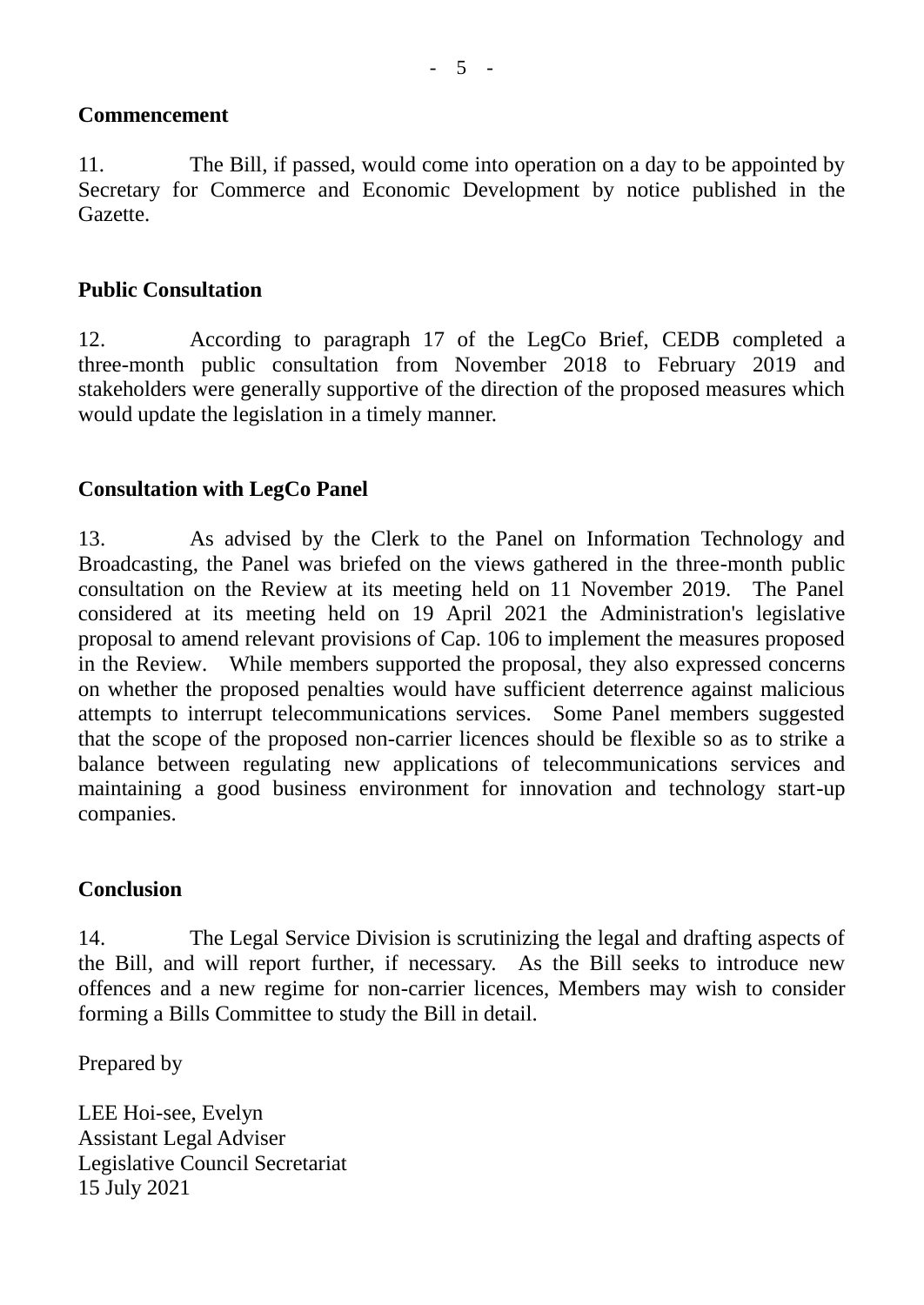**Commencement**

11. The Bill, if passed, would come into operation on a day to be appointed by Secretary for Commerce and Economic Development by notice published in the Gazette.

**Public Consultation**

12. According to paragraph 17 of the LegCo Brief, CEDB completed a three-month public consultation from November 2018 to February 2019 and stakeholders were generally supportive of the direction of the proposed measures which would update the legislation in a timely manner.

**Consultation with LegCo Panel**

13. As advised by the Clerk to the Panel on Information Technology and Broadcasting, the Panel was briefed on the views gathered in the three-month public consultation on the Review at its meeting held on 11 November 2019. The Panel considered at its meeting held on 19 April 2021 the Administration's legislative proposal to amend relevant provisions of Cap. 106 to implement the measures proposed in the Review. While members supported the proposal, they also expressed concerns on whether the proposed penalties would have sufficient deterrence against malicious attempts to interrupt telecommunications services. Some Panel members suggested that the scope of the proposed non-carrier licences should be flexible so as to strike a balance between regulating new applications of telecommunications services and maintaining a good business environment for innovation and technology start-up companies.

**Conclusion**

14. The Legal Service Division is scrutinizing the legal and drafting aspects of the Bill, and will report further, if necessary. As the Bill seeks to introduce new offences and a new regime for non-carrier licences, Members may wish to consider forming a Bills Committee to study the Bill in detail.

Prepared by

LEE Hoi-see, Evelyn
Assistant Legal Adviser
Legislative Council Secretariat
15 July 2021